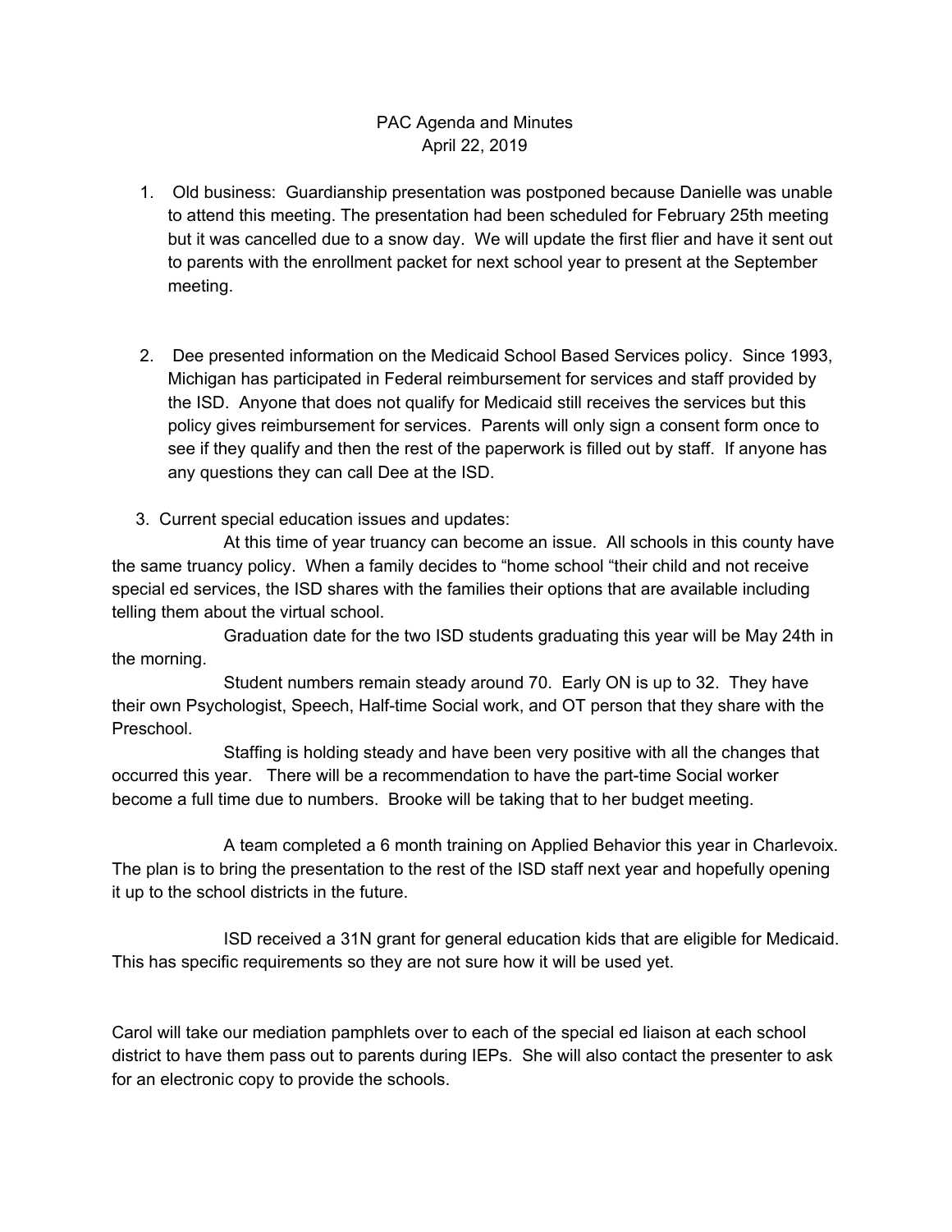PAC Agenda and Minutes
April 22, 2019

1. Old business: Guardianship presentation was postponed because Danielle was unable to attend this meeting. The presentation had been scheduled for February 25th meeting but it was cancelled due to a snow day. We will update the first flier and have it sent out to parents with the enrollment packet for next school year to present at the September meeting.

2. Dee presented information on the Medicaid School Based Services policy. Since 1993, Michigan has participated in Federal reimbursement for services and staff provided by the ISD. Anyone that does not qualify for Medicaid still receives the services but this policy gives reimbursement for services. Parents will only sign a consent form once to see if they qualify and then the rest of the paperwork is filled out by staff. If anyone has any questions they can call Dee at the ISD.

3. Current special education issues and updates:

At this time of year truancy can become an issue. All schools in this county have the same truancy policy. When a family decides to "home school "their child and not receive special ed services, the ISD shares with the families their options that are available including telling them about the virtual school.

Graduation date for the two ISD students graduating this year will be May 24th in the morning.

Student numbers remain steady around 70. Early ON is up to 32. They have their own Psychologist, Speech, Half-time Social work, and OT person that they share with the Preschool.

Staffing is holding steady and have been very positive with all the changes that occurred this year. There will be a recommendation to have the part-time Social worker become a full time due to numbers. Brooke will be taking that to her budget meeting.

A team completed a 6 month training on Applied Behavior this year in Charlevoix. The plan is to bring the presentation to the rest of the ISD staff next year and hopefully opening it up to the school districts in the future.

ISD received a 31N grant for general education kids that are eligible for Medicaid. This has specific requirements so they are not sure how it will be used yet.

Carol will take our mediation pamphlets over to each of the special ed liaison at each school district to have them pass out to parents during IEPs. She will also contact the presenter to ask for an electronic copy to provide the schools.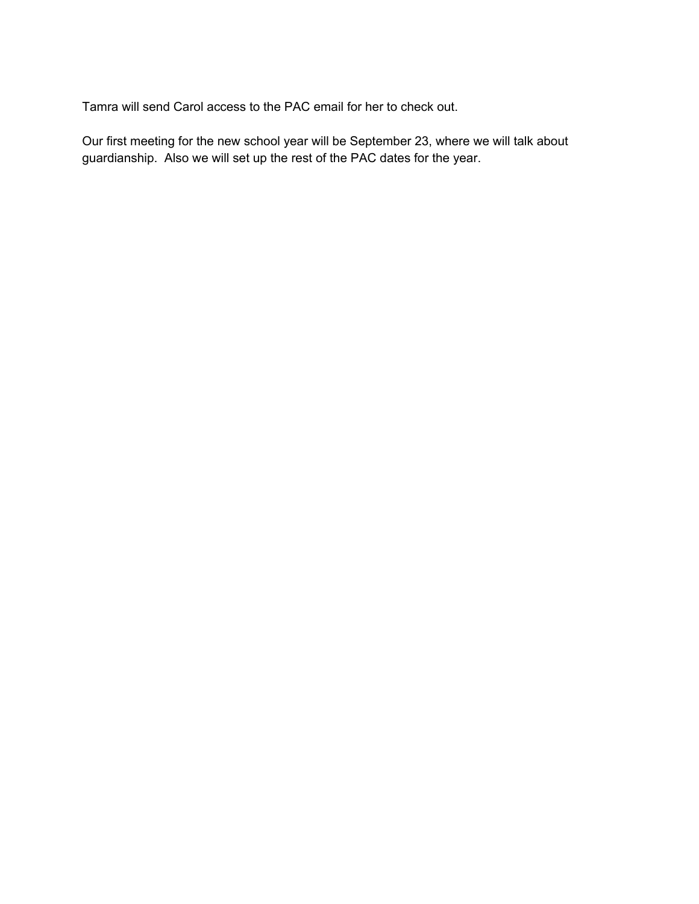Tamra will send Carol access to the PAC email for her to check out.

Our first meeting for the new school year will be September 23, where we will talk about guardianship.  Also we will set up the rest of the PAC dates for the year.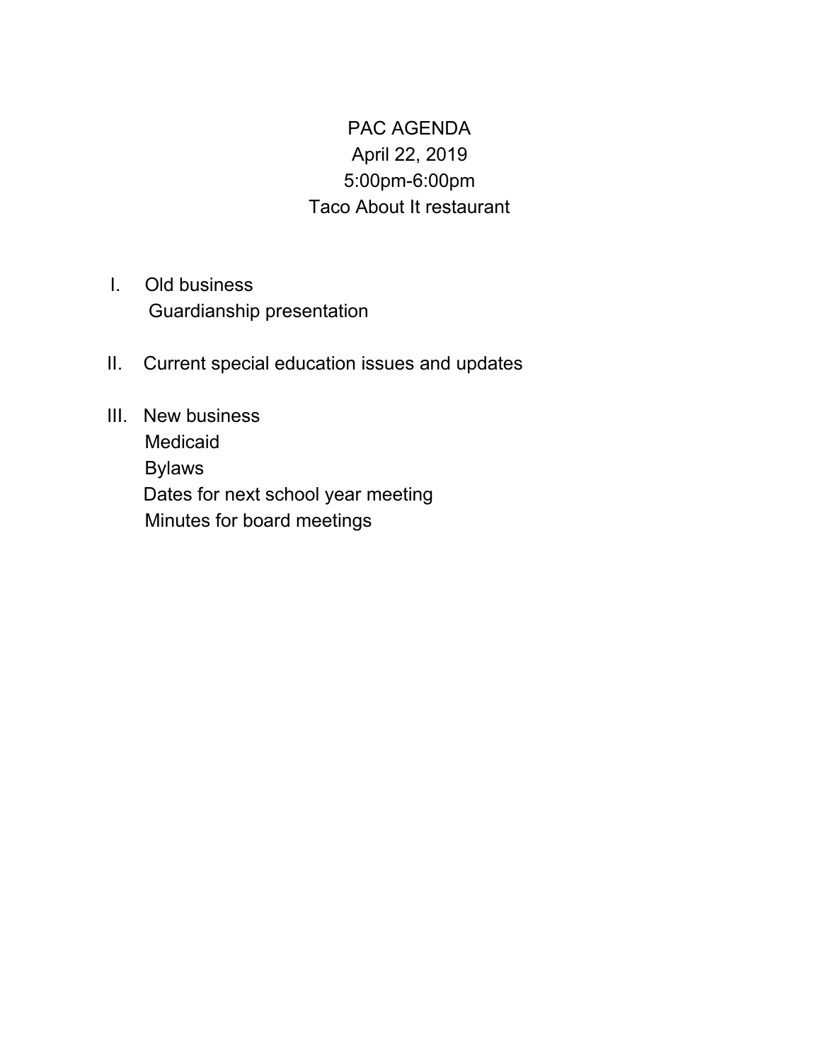# PAC AGENDA

April 22, 2019

5:00pm-6:00pm

Taco About It restaurant

I. Old business
   - Guardianship presentation

II. Current special education issues and updates

III. New business
   - Medicaid
   - Bylaws
   - Dates for next school year meeting
   - Minutes for board meetings